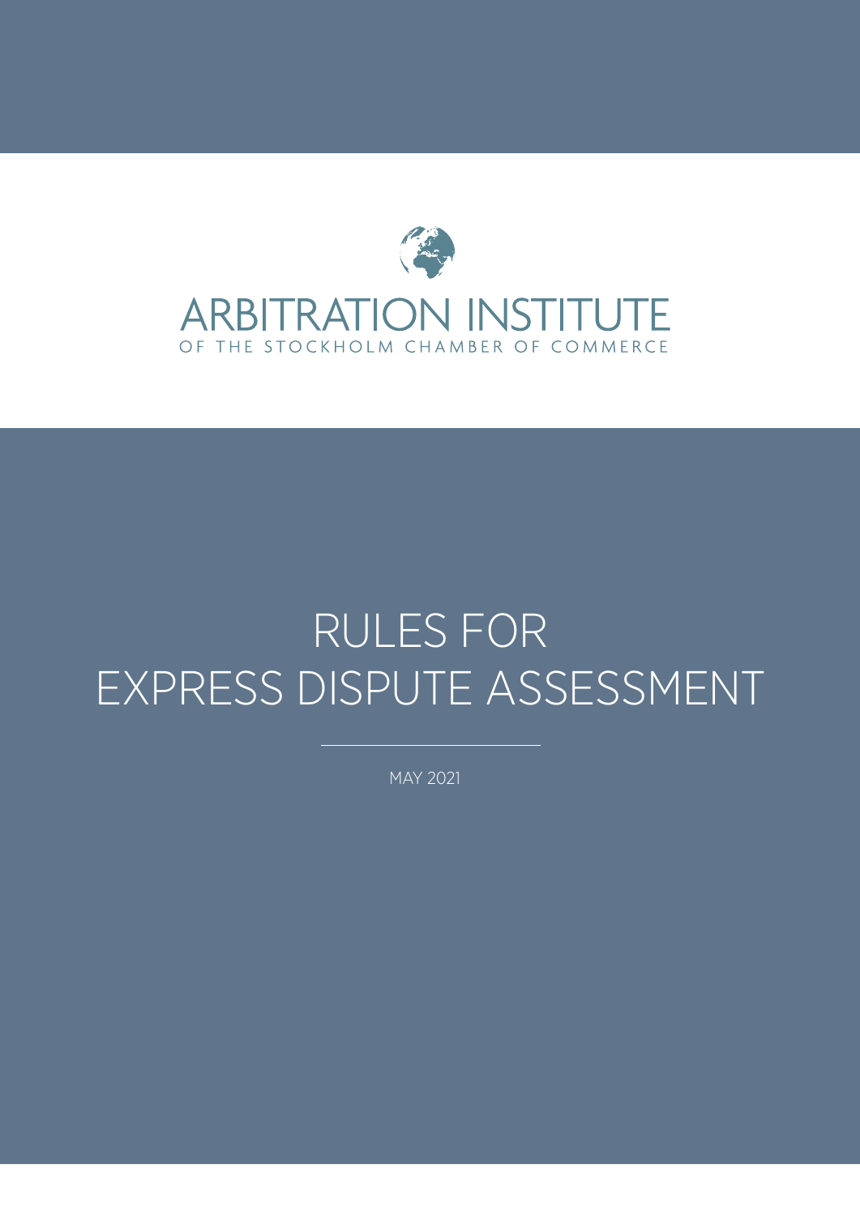ARBITRATION INSTITUTE

OF THE STOCKHOLM CHAMBER OF COMMERCE

# RULES FOR EXPRESS DISPUTE ASSESSMENT

MAY 2021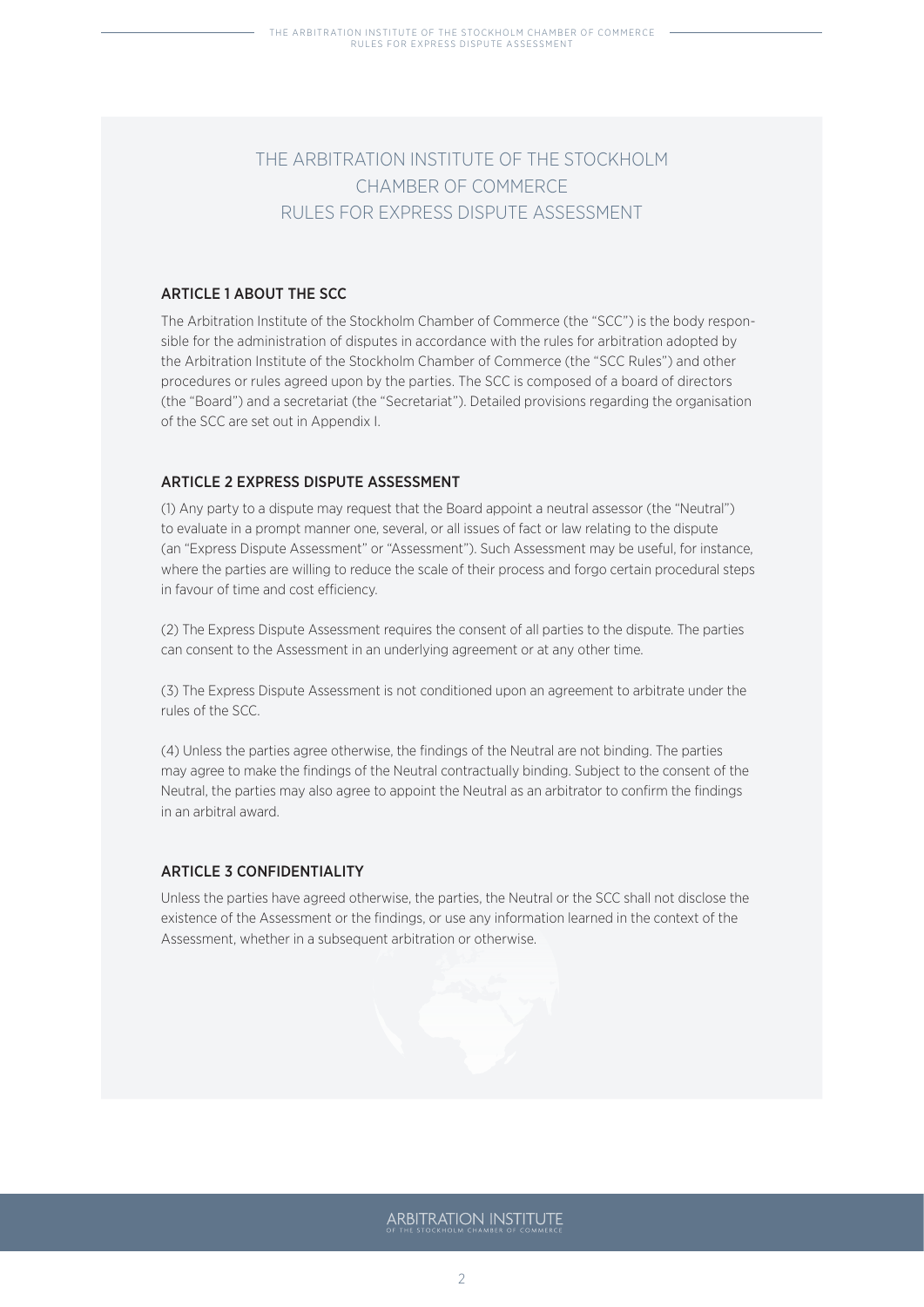# THE ARBITRATION INSTITUTE OF THE STOCKHOLM CHAMBER OF COMMERCE RULES FOR EXPRESS DISPUTE ASSESSMENT

## ARTICLE 1 ABOUT THE SCC

The Arbitration Institute of the Stockholm Chamber of Commerce (the "SCC") is the body responsible for the administration of disputes in accordance with the rules for arbitration adopted by the Arbitration Institute of the Stockholm Chamber of Commerce (the "SCC Rules") and other procedures or rules agreed upon by the parties. The SCC is composed of a board of directors (the "Board") and a secretariat (the "Secretariat"). Detailed provisions regarding the organisation of the SCC are set out in Appendix I.

## ARTICLE 2 EXPRESS DISPUTE ASSESSMENT

(1) Any party to a dispute may request that the Board appoint a neutral assessor (the "Neutral") to evaluate in a prompt manner one, several, or all issues of fact or law relating to the dispute (an "Express Dispute Assessment" or "Assessment"). Such Assessment may be useful, for instance, where the parties are willing to reduce the scale of their process and forgo certain procedural steps in favour of time and cost efficiency.

(2) The Express Dispute Assessment requires the consent of all parties to the dispute. The parties can consent to the Assessment in an underlying agreement or at any other time.

(3) The Express Dispute Assessment is not conditioned upon an agreement to arbitrate under the rules of the SCC.

(4) Unless the parties agree otherwise, the findings of the Neutral are not binding. The parties may agree to make the findings of the Neutral contractually binding. Subject to the consent of the Neutral, the parties may also agree to appoint the Neutral as an arbitrator to confirm the findings in an arbitral award.

## ARTICLE 3 CONFIDENTIALITY

Unless the parties have agreed otherwise, the parties, the Neutral or the SCC shall not disclose the existence of the Assessment or the findings, or use any information learned in the context of the Assessment, whether in a subsequent arbitration or otherwise.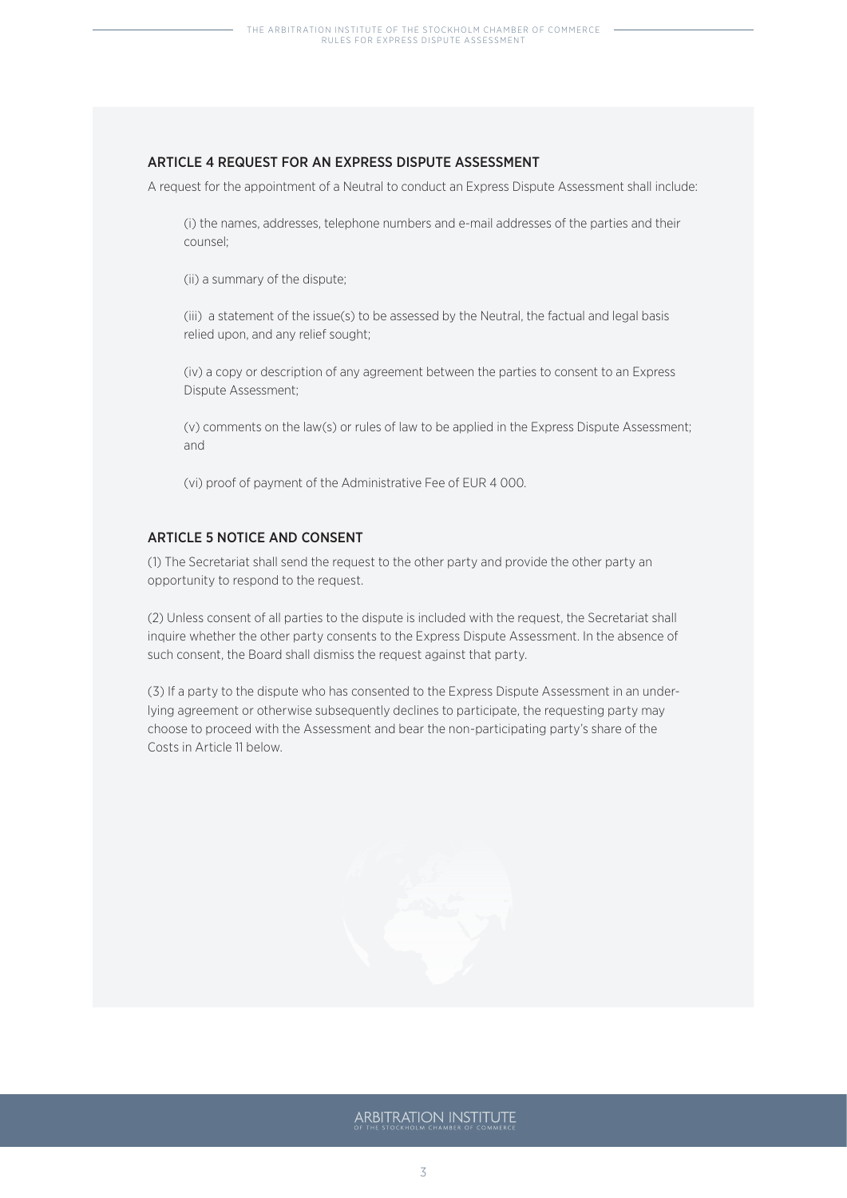## ARTICLE 4 REQUEST FOR AN EXPRESS DISPUTE ASSESSMENT

A request for the appointment of a Neutral to conduct an Express Dispute Assessment shall include:

(i) the names, addresses, telephone numbers and e-mail addresses of the parties and their counsel;

(ii) a summary of the dispute;

(iii) a statement of the issue(s) to be assessed by the Neutral, the factual and legal basis relied upon, and any relief sought;

(iv) a copy or description of any agreement between the parties to consent to an Express Dispute Assessment;

(v) comments on the law(s) or rules of law to be applied in the Express Dispute Assessment; and

(vi) proof of payment of the Administrative Fee of EUR 4 000.

## ARTICLE 5 NOTICE AND CONSENT

(1) The Secretariat shall send the request to the other party and provide the other party an opportunity to respond to the request.

(2) Unless consent of all parties to the dispute is included with the request, the Secretariat shall inquire whether the other party consents to the Express Dispute Assessment. In the absence of such consent, the Board shall dismiss the request against that party.

(3) If a party to the dispute who has consented to the Express Dispute Assessment in an underlying agreement or otherwise subsequently declines to participate, the requesting party may choose to proceed with the Assessment and bear the non-participating party's share of the Costs in Article 11 below.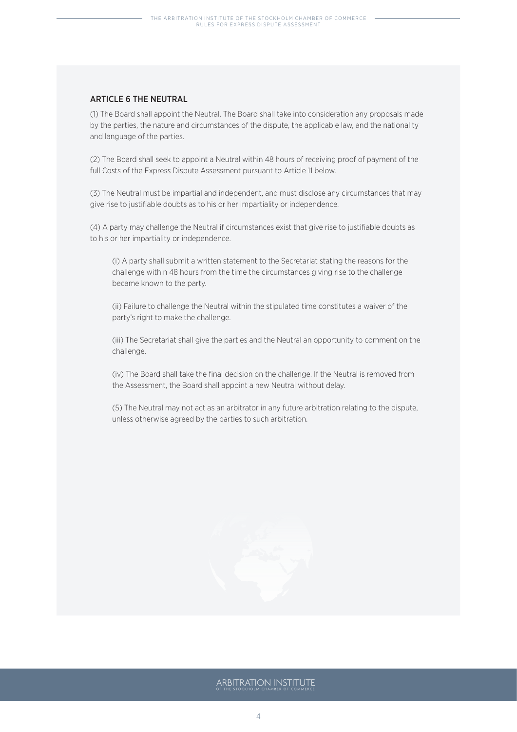## ARTICLE 6 THE NEUTRAL

(1) The Board shall appoint the Neutral. The Board shall take into consideration any proposals made by the parties, the nature and circumstances of the dispute, the applicable law, and the nationality and language of the parties.

(2) The Board shall seek to appoint a Neutral within 48 hours of receiving proof of payment of the full Costs of the Express Dispute Assessment pursuant to Article 11 below.

(3) The Neutral must be impartial and independent, and must disclose any circumstances that may give rise to justifiable doubts as to his or her impartiality or independence.

(4) A party may challenge the Neutral if circumstances exist that give rise to justifiable doubts as to his or her impartiality or independence.

> (i) A party shall submit a written statement to the Secretariat stating the reasons for the challenge within 48 hours from the time the circumstances giving rise to the challenge became known to the party.
>
> (ii) Failure to challenge the Neutral within the stipulated time constitutes a waiver of the party's right to make the challenge.
>
> (iii) The Secretariat shall give the parties and the Neutral an opportunity to comment on the challenge.
>
> (iv) The Board shall take the final decision on the challenge. If the Neutral is removed from the Assessment, the Board shall appoint a new Neutral without delay.
>
> (5) The Neutral may not act as an arbitrator in any future arbitration relating to the dispute, unless otherwise agreed by the parties to such arbitration.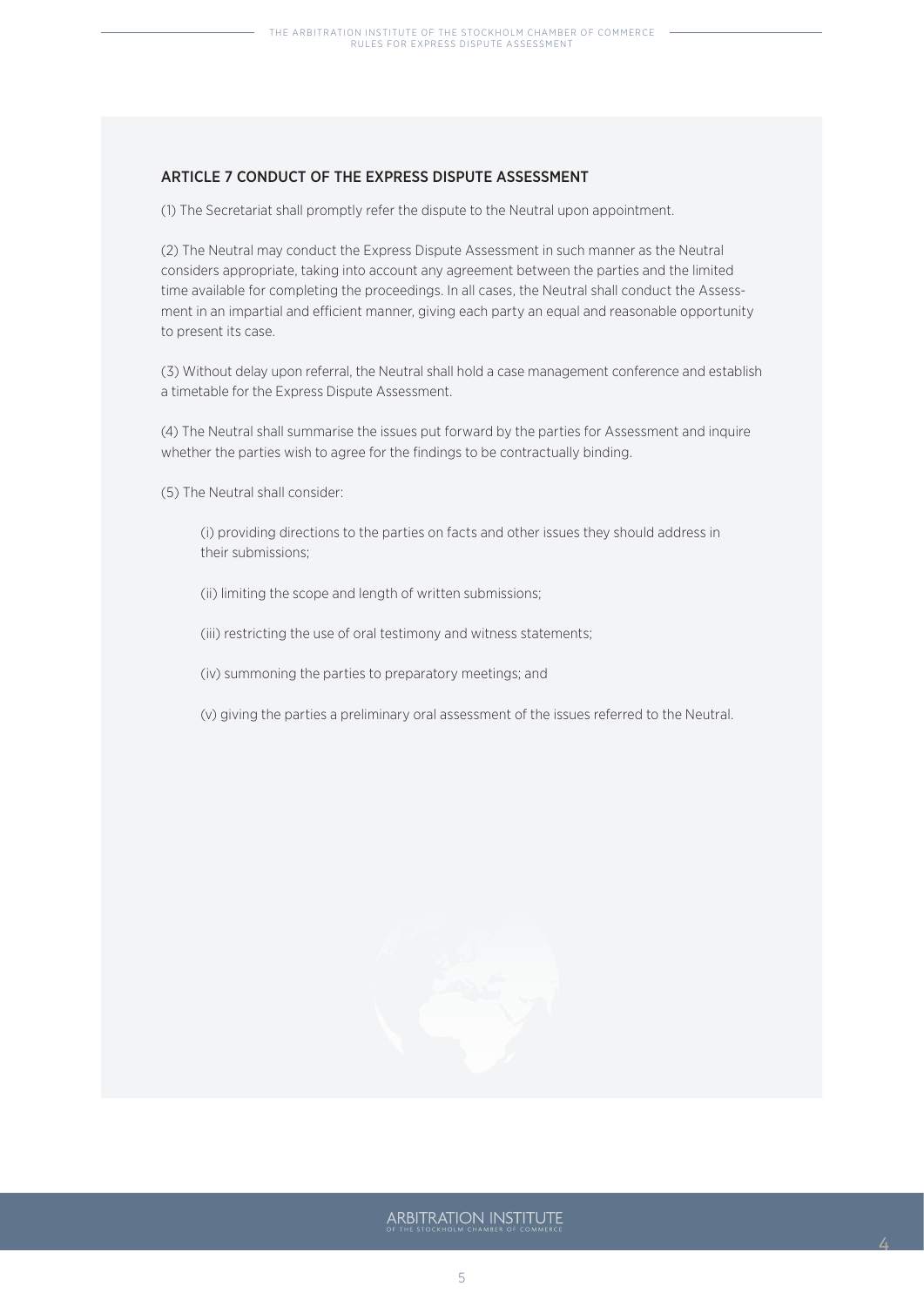## ARTICLE 7 CONDUCT OF THE EXPRESS DISPUTE ASSESSMENT

(1) The Secretariat shall promptly refer the dispute to the Neutral upon appointment.

(2) The Neutral may conduct the Express Dispute Assessment in such manner as the Neutral considers appropriate, taking into account any agreement between the parties and the limited time available for completing the proceedings. In all cases, the Neutral shall conduct the Assessment in an impartial and efficient manner, giving each party an equal and reasonable opportunity to present its case.

(3) Without delay upon referral, the Neutral shall hold a case management conference and establish a timetable for the Express Dispute Assessment.

(4) The Neutral shall summarise the issues put forward by the parties for Assessment and inquire whether the parties wish to agree for the findings to be contractually binding.

(5) The Neutral shall consider:

(i) providing directions to the parties on facts and other issues they should address in their submissions;

(ii) limiting the scope and length of written submissions;

(iii) restricting the use of oral testimony and witness statements;

(iv) summoning the parties to preparatory meetings; and

(v) giving the parties a preliminary oral assessment of the issues referred to the Neutral.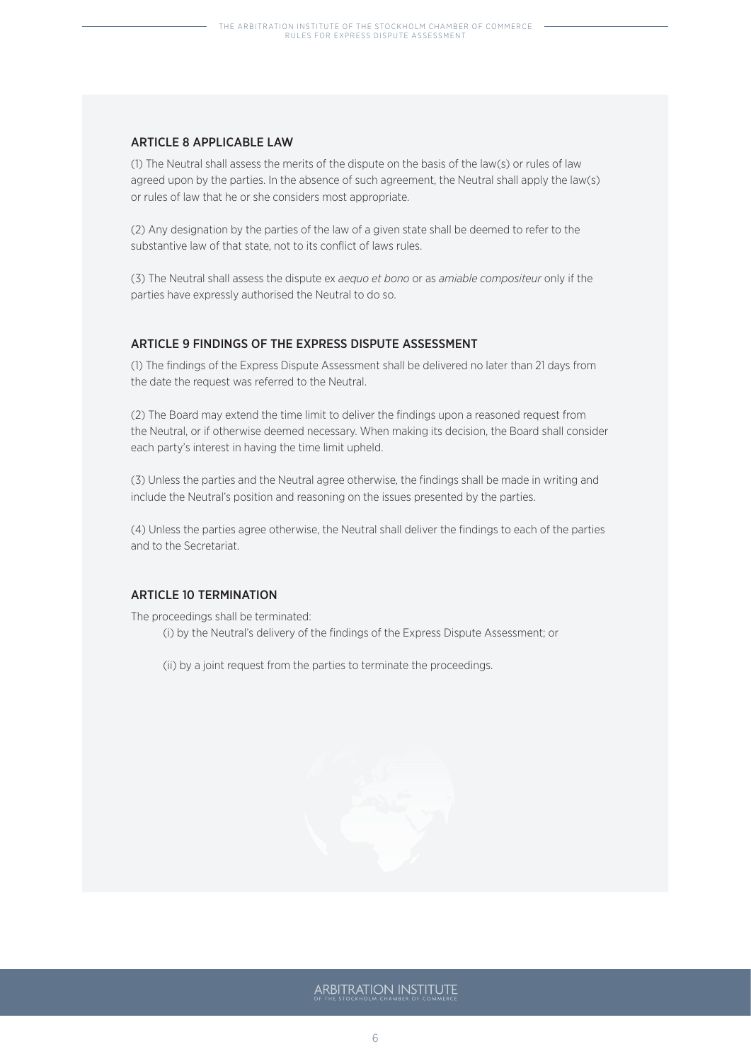## ARTICLE 8 APPLICABLE LAW

(1) The Neutral shall assess the merits of the dispute on the basis of the law(s) or rules of law agreed upon by the parties. In the absence of such agreement, the Neutral shall apply the law(s) or rules of law that he or she considers most appropriate.

(2) Any designation by the parties of the law of a given state shall be deemed to refer to the substantive law of that state, not to its conflict of laws rules.

(3) The Neutral shall assess the dispute ex *aequo et bono* or as *amiable compositeur* only if the parties have expressly authorised the Neutral to do so.

## ARTICLE 9 FINDINGS OF THE EXPRESS DISPUTE ASSESSMENT

(1) The findings of the Express Dispute Assessment shall be delivered no later than 21 days from the date the request was referred to the Neutral.

(2) The Board may extend the time limit to deliver the findings upon a reasoned request from the Neutral, or if otherwise deemed necessary. When making its decision, the Board shall consider each party's interest in having the time limit upheld.

(3) Unless the parties and the Neutral agree otherwise, the findings shall be made in writing and include the Neutral's position and reasoning on the issues presented by the parties.

(4) Unless the parties agree otherwise, the Neutral shall deliver the findings to each of the parties and to the Secretariat.

## ARTICLE 10 TERMINATION

The proceedings shall be terminated:

(i) by the Neutral's delivery of the findings of the Express Dispute Assessment; or

(ii) by a joint request from the parties to terminate the proceedings.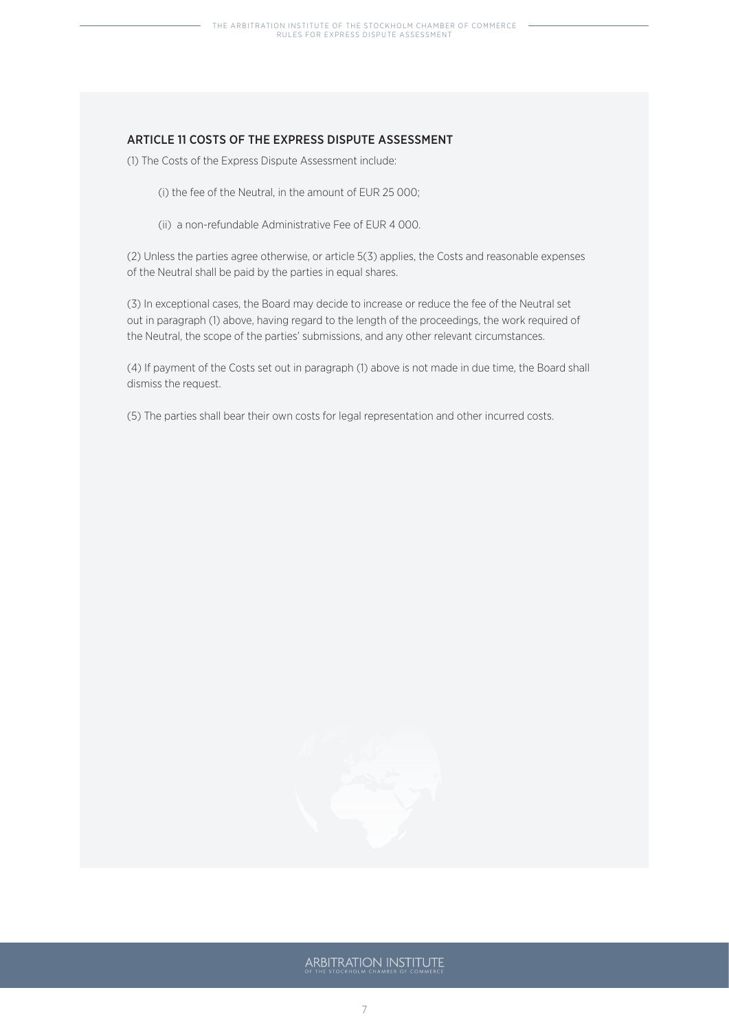## ARTICLE 11 COSTS OF THE EXPRESS DISPUTE ASSESSMENT

(1) The Costs of the Express Dispute Assessment include:

(i) the fee of the Neutral, in the amount of EUR 25 000;

(ii) a non-refundable Administrative Fee of EUR 4 000.

(2) Unless the parties agree otherwise, or article 5(3) applies, the Costs and reasonable expenses of the Neutral shall be paid by the parties in equal shares.

(3) In exceptional cases, the Board may decide to increase or reduce the fee of the Neutral set out in paragraph (1) above, having regard to the length of the proceedings, the work required of the Neutral, the scope of the parties' submissions, and any other relevant circumstances.

(4) If payment of the Costs set out in paragraph (1) above is not made in due time, the Board shall dismiss the request.

(5) The parties shall bear their own costs for legal representation and other incurred costs.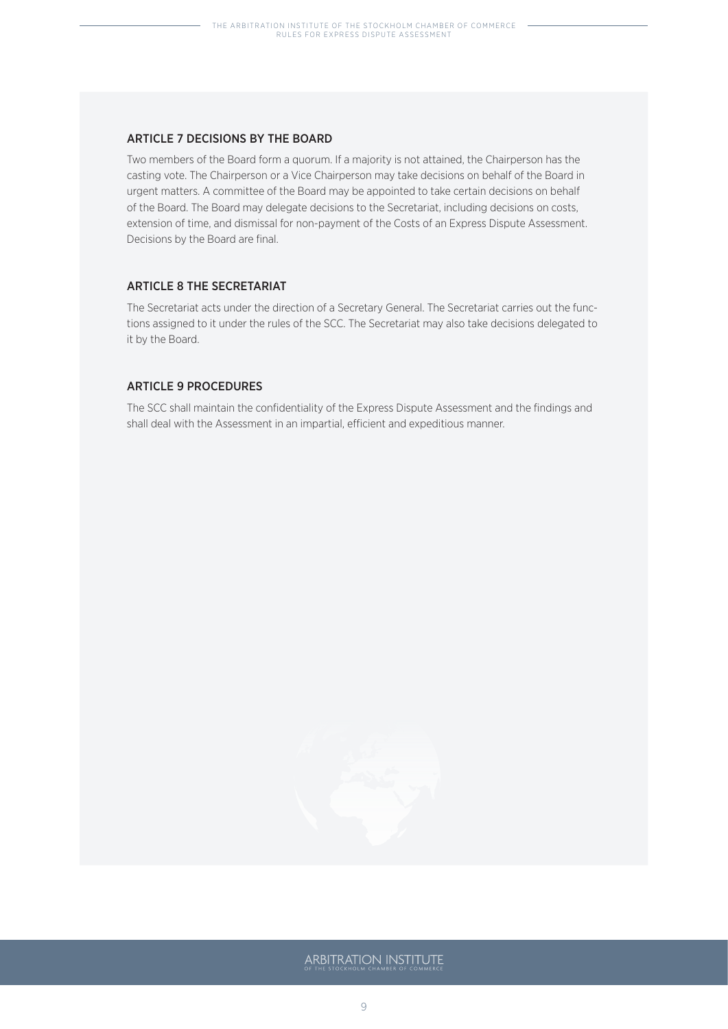## ARTICLE 7 DECISIONS BY THE BOARD

Two members of the Board form a quorum. If a majority is not attained, the Chairperson has the casting vote. The Chairperson or a Vice Chairperson may take decisions on behalf of the Board in urgent matters. A committee of the Board may be appointed to take certain decisions on behalf of the Board. The Board may delegate decisions to the Secretariat, including decisions on costs, extension of time, and dismissal for non-payment of the Costs of an Express Dispute Assessment. Decisions by the Board are final.

## ARTICLE 8 THE SECRETARIAT

The Secretariat acts under the direction of a Secretary General. The Secretariat carries out the functions assigned to it under the rules of the SCC. The Secretariat may also take decisions delegated to it by the Board.

## ARTICLE 9 PROCEDURES

The SCC shall maintain the confidentiality of the Express Dispute Assessment and the findings and shall deal with the Assessment in an impartial, efficient and expeditious manner.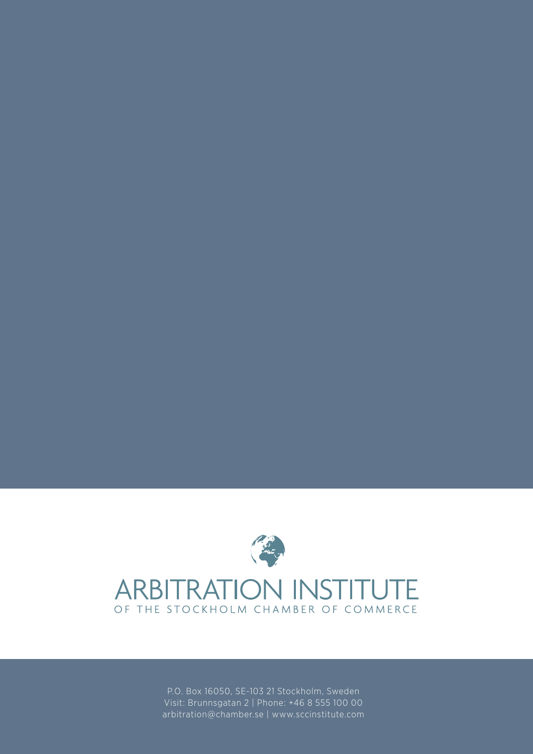ARBITRATION INSTITUTE
OF THE STOCKHOLM CHAMBER OF COMMERCE

P.O. Box 16050, SE-103 21 Stockholm, Sweden
Visit: Brunnsgatan 2 | Phone: +46 8 555 100 00
arbitration@chamber.se | www.sccinstitute.com